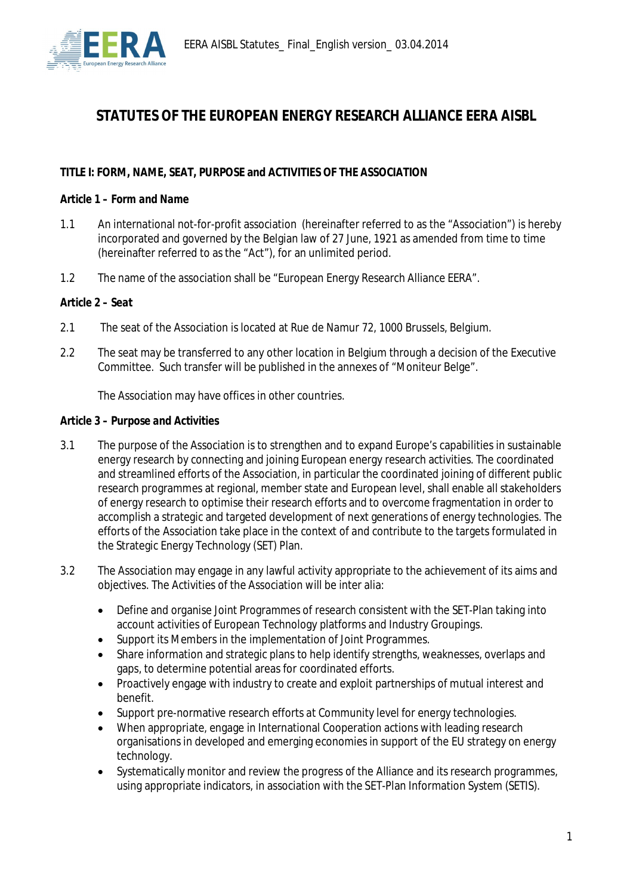# STATUTES OF THE EUROPEAN ENERGY RESEARCH ALLIANCE EERA AISBL

## TITLE I: FORM, NAME, SEAT, PURPOSE and ACTIVITIES OF THE ASSOCIATION

### *Article 1 – Form and Name*

1.1 An international not-for-profit association (hereinafter referred to as the "Association") is hereby incorporated and governed by the Belgian law of 27 June, 1921 as amended from time to time (hereinafter referred to as the "Act"), for an unlimited period.

1.2 The name of the association shall be "European Energy Research Alliance EERA".

### *Article 2 – Seat*

2.1 The seat of the Association is located at Rue de Namur 72, 1000 Brussels, Belgium.

2.2 The seat may be transferred to any other location in Belgium through a decision of the Executive Committee. Such transfer will be published in the annexes of "Moniteur Belge".

The Association may have offices in other countries.

### *Article 3 – Purpose and Activities*

3.1 The purpose of the Association is to strengthen and to expand Europe's capabilities in sustainable energy research by connecting and joining European energy research activities. The coordinated and streamlined efforts of the Association, in particular the coordinated joining of different public research programmes at regional, member state and European level, shall enable all stakeholders of energy research to optimise their research efforts and to overcome fragmentation in order to accomplish a strategic and targeted development of next generations of energy technologies. The efforts of the Association take place in the context of and contribute to the targets formulated in the Strategic Energy Technology (SET) Plan.

3.2 The Association may engage in any lawful activity appropriate to the achievement of its aims and objectives. The Activities of the Association will be inter alia:

- Define and organise Joint Programmes of research consistent with the SET-Plan taking into account activities of European Technology platforms and Industry Groupings.
- Support its Members in the implementation of Joint Programmes.
- Share information and strategic plans to help identify strengths, weaknesses, overlaps and gaps, to determine potential areas for coordinated efforts.
- Proactively engage with industry to create and exploit partnerships of mutual interest and benefit.
- Support pre-normative research efforts at Community level for energy technologies.
- When appropriate, engage in International Cooperation actions with leading research organisations in developed and emerging economies in support of the EU strategy on energy technology.
- Systematically monitor and review the progress of the Alliance and its research programmes, using appropriate indicators, in association with the SET-Plan Information System (SETIS).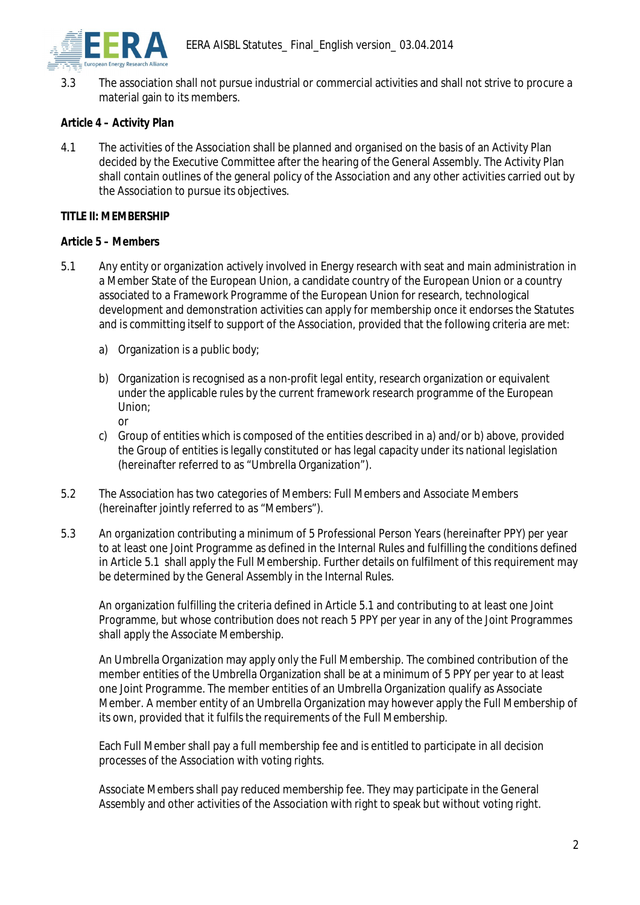3.3 The association shall not pursue industrial or commercial activities and shall not strive to procure a material gain to its members.

**Article 4 – Activity Plan**

4.1 The activities of the Association shall be planned and organised on the basis of an Activity Plan decided by the Executive Committee after the hearing of the General Assembly. The Activity Plan shall contain outlines of the general policy of the Association and any other activities carried out by the Association to pursue its objectives.

**TITLE II: MEMBERSHIP**

**Article 5 – Members**

5.1 Any entity or organization actively involved in Energy research with seat and main administration in a Member State of the European Union, a candidate country of the European Union or a country associated to a Framework Programme of the European Union for research, technological development and demonstration activities can apply for membership once it endorses the Statutes and is committing itself to support of the Association, provided that the following criteria are met:

a) Organization is a public body;

b) Organization is recognised as a non-profit legal entity, research organization or equivalent under the applicable rules by the current framework research programme of the European Union;
or

c) Group of entities which is composed of the entities described in a) and/or b) above, provided the Group of entities is legally constituted or has legal capacity under its national legislation (hereinafter referred to as "Umbrella Organization").

5.2 The Association has two categories of Members: Full Members and Associate Members (hereinafter jointly referred to as "Members").

5.3 An organization contributing a minimum of 5 Professional Person Years (hereinafter PPY) per year to at least one Joint Programme as defined in the Internal Rules and fulfilling the conditions defined in Article 5.1 shall apply the Full Membership. Further details on fulfilment of this requirement may be determined by the General Assembly in the Internal Rules.

An organization fulfilling the criteria defined in Article 5.1 and contributing to at least one Joint Programme, but whose contribution does not reach 5 PPY per year in any of the Joint Programmes shall apply the Associate Membership.

An Umbrella Organization may apply only the Full Membership. The combined contribution of the member entities of the Umbrella Organization shall be at a minimum of 5 PPY per year to at least one Joint Programme. The member entities of an Umbrella Organization qualify as Associate Member. A member entity of an Umbrella Organization may however apply the Full Membership of its own, provided that it fulfils the requirements of the Full Membership.

Each Full Member shall pay a full membership fee and is entitled to participate in all decision processes of the Association with voting rights.

Associate Members shall pay reduced membership fee. They may participate in the General Assembly and other activities of the Association with right to speak but without voting right.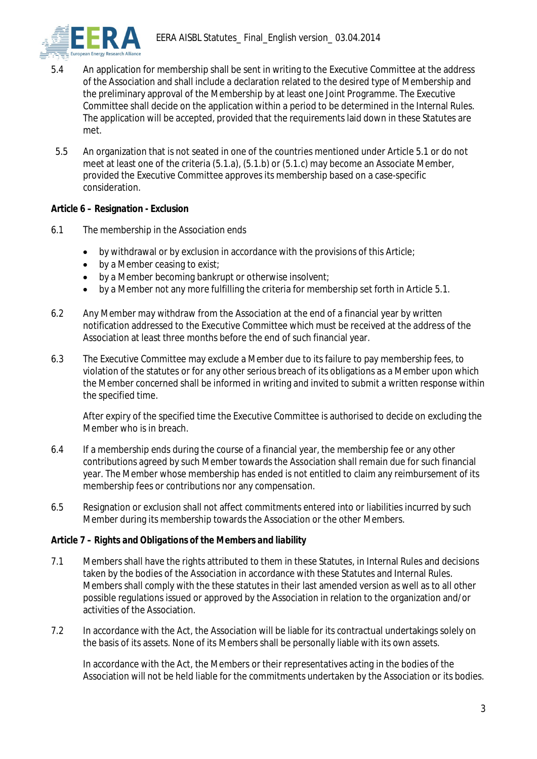5.4 An application for membership shall be sent in writing to the Executive Committee at the address of the Association and shall include a declaration related to the desired type of Membership and the preliminary approval of the Membership by at least one Joint Programme. The Executive Committee shall decide on the application within a period to be determined in the Internal Rules. The application will be accepted, provided that the requirements laid down in these Statutes are met.

5.5 An organization that is not seated in one of the countries mentioned under Article 5.1 or do not meet at least one of the criteria (5.1.a), (5.1.b) or (5.1.c) may become an Associate Member, provided the Executive Committee approves its membership based on a case-specific consideration.

***Article 6 – Resignation - Exclusion***

6.1 The membership in the Association ends

- by withdrawal or by exclusion in accordance with the provisions of this Article;
- by a Member ceasing to exist;
- by a Member becoming bankrupt or otherwise insolvent;
- by a Member not any more fulfilling the criteria for membership set forth in Article 5.1.

6.2 Any Member may withdraw from the Association at the end of a financial year by written notification addressed to the Executive Committee which must be received at the address of the Association at least three months before the end of such financial year.

6.3 The Executive Committee may exclude a Member due to its failure to pay membership fees, to violation of the statutes or for any other serious breach of its obligations as a Member upon which the Member concerned shall be informed in writing and invited to submit a written response within the specified time.

After expiry of the specified time the Executive Committee is authorised to decide on excluding the Member who is in breach.

6.4 If a membership ends during the course of a financial year, the membership fee or any other contributions agreed by such Member towards the Association shall remain due for such financial year. The Member whose membership has ended is not entitled to claim any reimbursement of its membership fees or contributions nor any compensation.

6.5 Resignation or exclusion shall not affect commitments entered into or liabilities incurred by such Member during its membership towards the Association or the other Members.

***Article 7 – Rights and Obligations of the Members and liability***

7.1 Members shall have the rights attributed to them in these Statutes, in Internal Rules and decisions taken by the bodies of the Association in accordance with these Statutes and Internal Rules. Members shall comply with the these statutes in their last amended version as well as to all other possible regulations issued or approved by the Association in relation to the organization and/or activities of the Association.

7.2 In accordance with the Act, the Association will be liable for its contractual undertakings solely on the basis of its assets. None of its Members shall be personally liable with its own assets.

In accordance with the Act, the Members or their representatives acting in the bodies of the Association will not be held liable for the commitments undertaken by the Association or its bodies.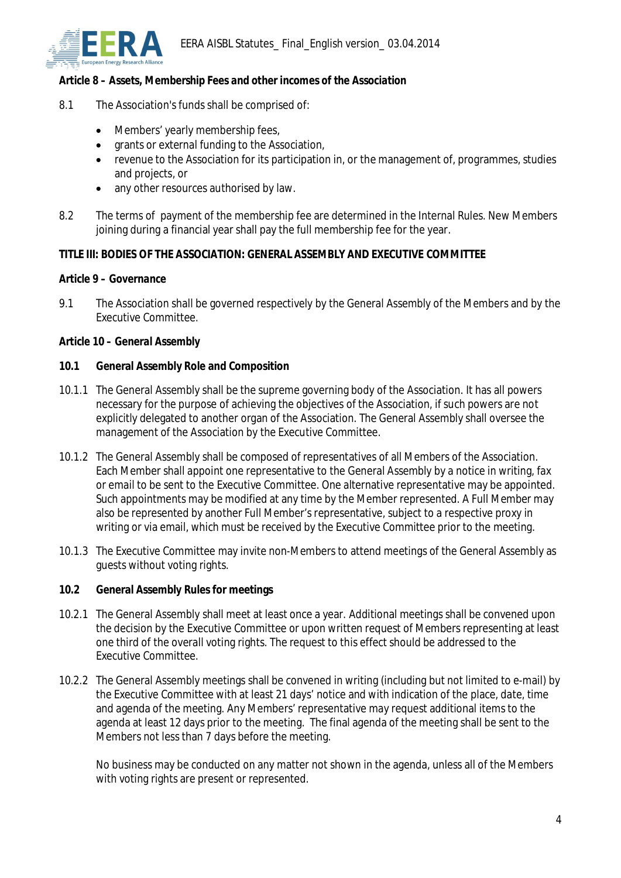**Article 8 – Assets, Membership Fees and other incomes of the Association**

8.1 The Association's funds shall be comprised of:

- Members' yearly membership fees,
- grants or external funding to the Association,
- revenue to the Association for its participation in, or the management of, programmes, studies and projects, or
- any other resources authorised by law.

8.2 The terms of payment of the membership fee are determined in the Internal Rules. New Members joining during a financial year shall pay the full membership fee for the year.

**TITLE III: BODIES OF THE ASSOCIATION: GENERAL ASSEMBLY AND EXECUTIVE COMMITTEE**

**Article 9 – Governance**

9.1 The Association shall be governed respectively by the General Assembly of the Members and by the Executive Committee.

**Article 10 – General Assembly**

**10.1 General Assembly Role and Composition**

10.1.1 The General Assembly shall be the supreme governing body of the Association. It has all powers necessary for the purpose of achieving the objectives of the Association, if such powers are not explicitly delegated to another organ of the Association. The General Assembly shall oversee the management of the Association by the Executive Committee.

10.1.2 The General Assembly shall be composed of representatives of all Members of the Association. Each Member shall appoint one representative to the General Assembly by a notice in writing, fax or email to be sent to the Executive Committee. One alternative representative may be appointed. Such appointments may be modified at any time by the Member represented. A Full Member may also be represented by another Full Member's representative, subject to a respective proxy in writing or via email, which must be received by the Executive Committee prior to the meeting.

10.1.3 The Executive Committee may invite non-Members to attend meetings of the General Assembly as guests without voting rights.

**10.2 General Assembly Rules for meetings**

10.2.1 The General Assembly shall meet at least once a year. Additional meetings shall be convened upon the decision by the Executive Committee or upon written request of Members representing at least one third of the overall voting rights. The request to this effect should be addressed to the Executive Committee.

10.2.2 The General Assembly meetings shall be convened in writing (including but not limited to e-mail) by the Executive Committee with at least 21 days' notice and with indication of the place, date, time and agenda of the meeting. Any Members' representative may request additional items to the agenda at least 12 days prior to the meeting. The final agenda of the meeting shall be sent to the Members not less than 7 days before the meeting.

No business may be conducted on any matter not shown in the agenda, unless all of the Members with voting rights are present or represented.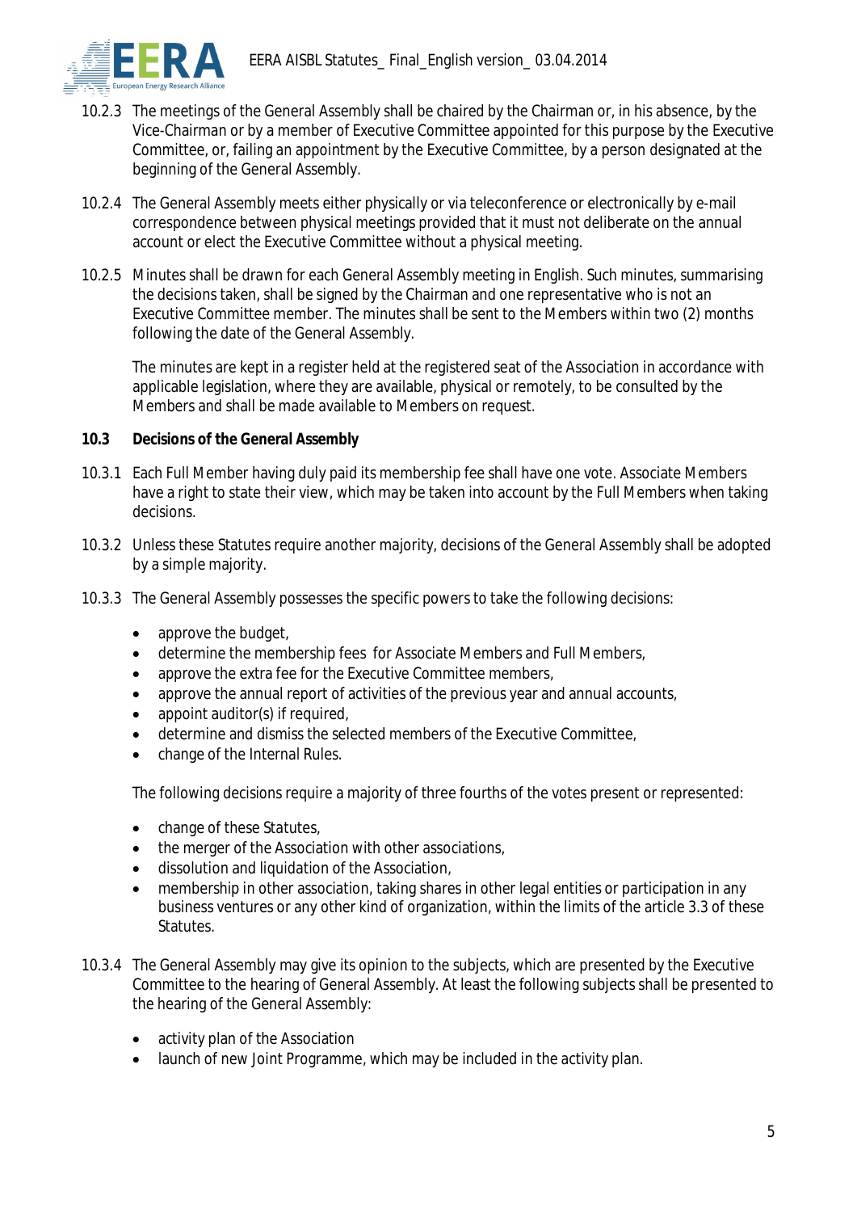10.2.3 The meetings of the General Assembly shall be chaired by the Chairman or, in his absence, by the Vice-Chairman or by a member of Executive Committee appointed for this purpose by the Executive Committee, or, failing an appointment by the Executive Committee, by a person designated at the beginning of the General Assembly.

10.2.4 The General Assembly meets either physically or via teleconference or electronically by e-mail correspondence between physical meetings provided that it must not deliberate on the annual account or elect the Executive Committee without a physical meeting.

10.2.5 Minutes shall be drawn for each General Assembly meeting in English. Such minutes, summarising the decisions taken, shall be signed by the Chairman and one representative who is not an Executive Committee member. The minutes shall be sent to the Members within two (2) months following the date of the General Assembly.

The minutes are kept in a register held at the registered seat of the Association in accordance with applicable legislation, where they are available, physical or remotely, to be consulted by the Members and shall be made available to Members on request.

**10.3 Decisions of the General Assembly**

10.3.1 Each Full Member having duly paid its membership fee shall have one vote. Associate Members have a right to state their view, which may be taken into account by the Full Members when taking decisions.

10.3.2 Unless these Statutes require another majority, decisions of the General Assembly shall be adopted by a simple majority.

10.3.3 The General Assembly possesses the specific powers to take the following decisions:

- approve the budget,
- determine the membership fees for Associate Members and Full Members,
- approve the extra fee for the Executive Committee members,
- approve the annual report of activities of the previous year and annual accounts,
- appoint auditor(s) if required,
- determine and dismiss the selected members of the Executive Committee,
- change of the Internal Rules.

The following decisions require a majority of three fourths of the votes present or represented:

- change of these Statutes,
- the merger of the Association with other associations,
- dissolution and liquidation of the Association,
- membership in other association, taking shares in other legal entities or participation in any business ventures or any other kind of organization, within the limits of the article 3.3 of these Statutes.

10.3.4 The General Assembly may give its opinion to the subjects, which are presented by the Executive Committee to the hearing of General Assembly. At least the following subjects shall be presented to the hearing of the General Assembly:

- activity plan of the Association
- launch of new Joint Programme, which may be included in the activity plan.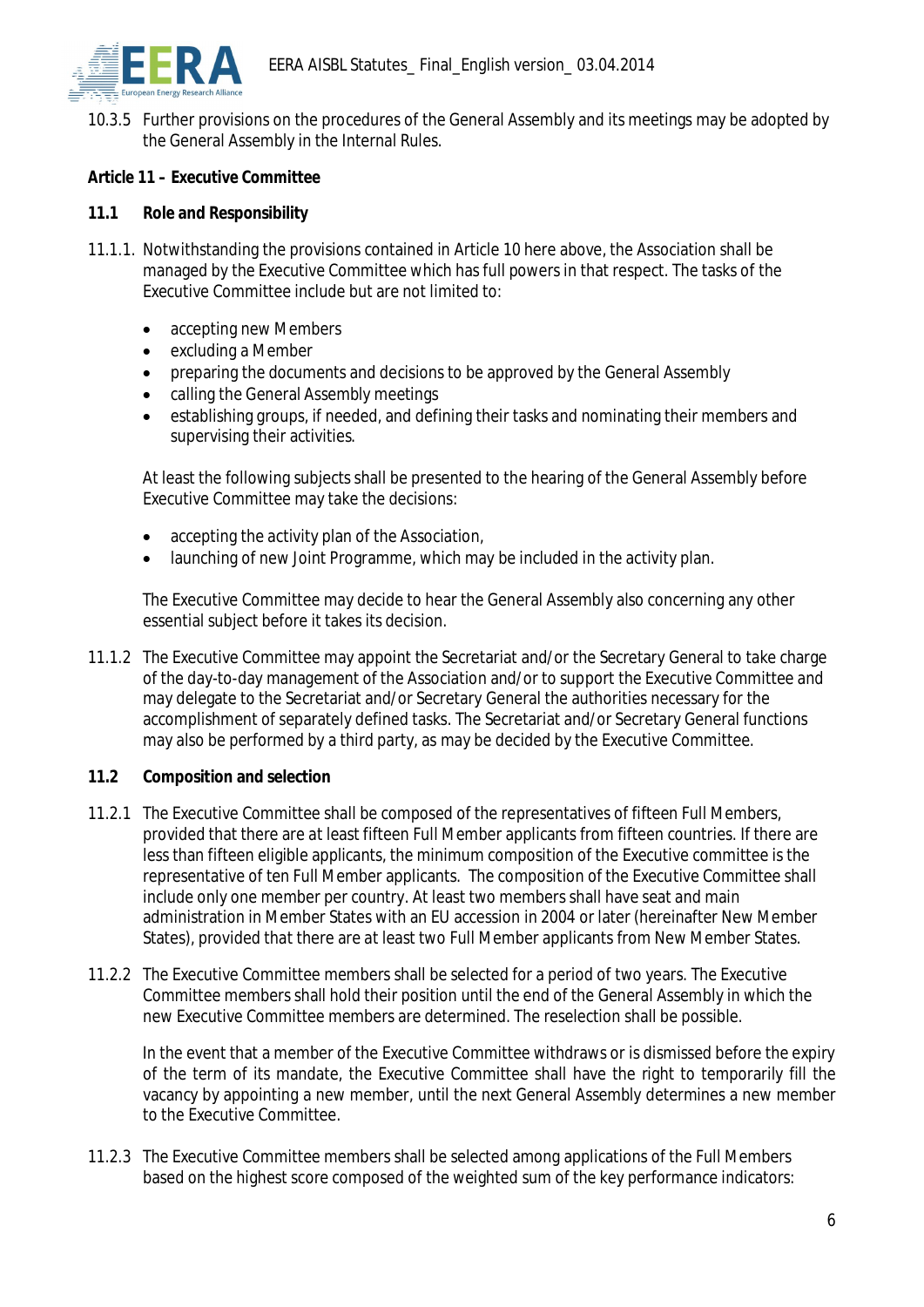10.3.5 Further provisions on the procedures of the General Assembly and its meetings may be adopted by the General Assembly in the Internal Rules.

**Article 11 – Executive Committee**

**11.1 Role and Responsibility**

11.1.1. Notwithstanding the provisions contained in Article 10 here above, the Association shall be managed by the Executive Committee which has full powers in that respect. The tasks of the Executive Committee include but are not limited to:

- accepting new Members
- excluding a Member
- preparing the documents and decisions to be approved by the General Assembly
- calling the General Assembly meetings
- establishing groups, if needed, and defining their tasks and nominating their members and supervising their activities.

At least the following subjects shall be presented to the hearing of the General Assembly before Executive Committee may take the decisions:

- accepting the activity plan of the Association,
- launching of new Joint Programme, which may be included in the activity plan.

The Executive Committee may decide to hear the General Assembly also concerning any other essential subject before it takes its decision.

11.1.2 The Executive Committee may appoint the Secretariat and/or the Secretary General to take charge of the day-to-day management of the Association and/or to support the Executive Committee and may delegate to the Secretariat and/or Secretary General the authorities necessary for the accomplishment of separately defined tasks. The Secretariat and/or Secretary General functions may also be performed by a third party, as may be decided by the Executive Committee.

**11.2 Composition and selection**

11.2.1 The Executive Committee shall be composed of the representatives of fifteen Full Members, provided that there are at least fifteen Full Member applicants from fifteen countries. If there are less than fifteen eligible applicants, the minimum composition of the Executive committee is the representative of ten Full Member applicants. The composition of the Executive Committee shall include only one member per country. At least two members shall have seat and main administration in Member States with an EU accession in 2004 or later (hereinafter New Member States), provided that there are at least two Full Member applicants from New Member States.

11.2.2 The Executive Committee members shall be selected for a period of two years. The Executive Committee members shall hold their position until the end of the General Assembly in which the new Executive Committee members are determined. The reselection shall be possible.

In the event that a member of the Executive Committee withdraws or is dismissed before the expiry of the term of its mandate, the Executive Committee shall have the right to temporarily fill the vacancy by appointing a new member, until the next General Assembly determines a new member to the Executive Committee.

11.2.3 The Executive Committee members shall be selected among applications of the Full Members based on the highest score composed of the weighted sum of the key performance indicators: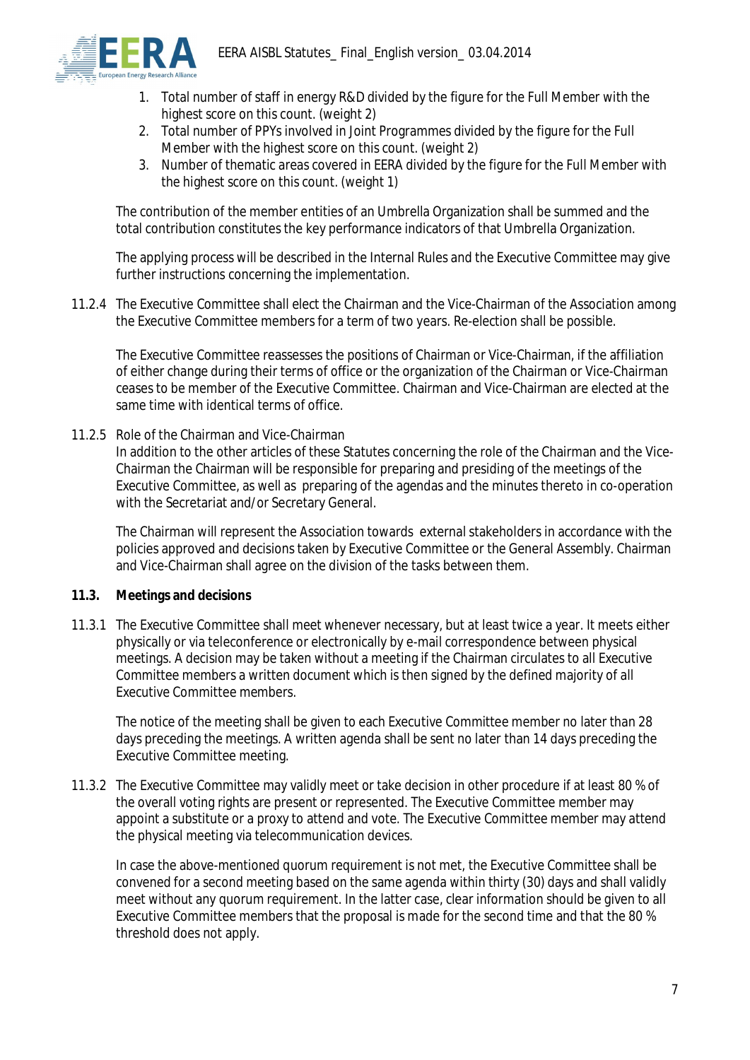1. Total number of staff in energy R&D divided by the figure for the Full Member with the highest score on this count. (weight 2)
2. Total number of PPYs involved in Joint Programmes divided by the figure for the Full Member with the highest score on this count. (weight 2)
3. Number of thematic areas covered in EERA divided by the figure for the Full Member with the highest score on this count. (weight 1)

The contribution of the member entities of an Umbrella Organization shall be summed and the total contribution constitutes the key performance indicators of that Umbrella Organization.

The applying process will be described in the Internal Rules and the Executive Committee may give further instructions concerning the implementation.

11.2.4 The Executive Committee shall elect the Chairman and the Vice-Chairman of the Association among the Executive Committee members for a term of two years. Re-election shall be possible.

The Executive Committee reassesses the positions of Chairman or Vice-Chairman, if the affiliation of either change during their terms of office or the organization of the Chairman or Vice-Chairman ceases to be member of the Executive Committee. Chairman and Vice-Chairman are elected at the same time with identical terms of office.

11.2.5 Role of the Chairman and Vice-Chairman
In addition to the other articles of these Statutes concerning the role of the Chairman and the Vice-Chairman the Chairman will be responsible for preparing and presiding of the meetings of the Executive Committee, as well as preparing of the agendas and the minutes thereto in co-operation with the Secretariat and/or Secretary General.

The Chairman will represent the Association towards external stakeholders in accordance with the policies approved and decisions taken by Executive Committee or the General Assembly. Chairman and Vice-Chairman shall agree on the division of the tasks between them.

**11.3. Meetings and decisions**

11.3.1 The Executive Committee shall meet whenever necessary, but at least twice a year. It meets either physically or via teleconference or electronically by e-mail correspondence between physical meetings. A decision may be taken without a meeting if the Chairman circulates to all Executive Committee members a written document which is then signed by the defined majority of all Executive Committee members.

The notice of the meeting shall be given to each Executive Committee member no later than 28 days preceding the meetings. A written agenda shall be sent no later than 14 days preceding the Executive Committee meeting.

11.3.2 The Executive Committee may validly meet or take decision in other procedure if at least 80 % of the overall voting rights are present or represented. The Executive Committee member may appoint a substitute or a proxy to attend and vote. The Executive Committee member may attend the physical meeting via telecommunication devices.

In case the above-mentioned quorum requirement is not met, the Executive Committee shall be convened for a second meeting based on the same agenda within thirty (30) days and shall validly meet without any quorum requirement. In the latter case, clear information should be given to all Executive Committee members that the proposal is made for the second time and that the 80 % threshold does not apply.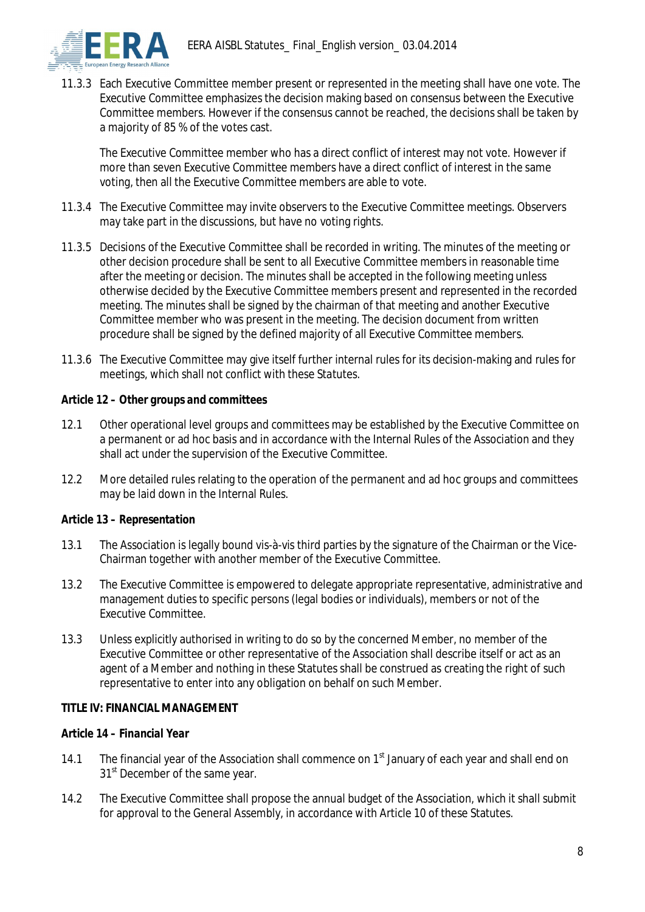11.3.3 Each Executive Committee member present or represented in the meeting shall have one vote. The Executive Committee emphasizes the decision making based on consensus between the Executive Committee members. However if the consensus cannot be reached, the decisions shall be taken by a majority of 85 % of the votes cast.

The Executive Committee member who has a direct conflict of interest may not vote. However if more than seven Executive Committee members have a direct conflict of interest in the same voting, then all the Executive Committee members are able to vote.

11.3.4 The Executive Committee may invite observers to the Executive Committee meetings. Observers may take part in the discussions, but have no voting rights.

11.3.5 Decisions of the Executive Committee shall be recorded in writing. The minutes of the meeting or other decision procedure shall be sent to all Executive Committee members in reasonable time after the meeting or decision. The minutes shall be accepted in the following meeting unless otherwise decided by the Executive Committee members present and represented in the recorded meeting. The minutes shall be signed by the chairman of that meeting and another Executive Committee member who was present in the meeting. The decision document from written procedure shall be signed by the defined majority of all Executive Committee members.

11.3.6 The Executive Committee may give itself further internal rules for its decision-making and rules for meetings, which shall not conflict with these Statutes.

***Article 12 – Other groups and committees***

12.1 Other operational level groups and committees may be established by the Executive Committee on a permanent or ad hoc basis and in accordance with the Internal Rules of the Association and they shall act under the supervision of the Executive Committee.

12.2 More detailed rules relating to the operation of the permanent and ad hoc groups and committees may be laid down in the Internal Rules.

***Article 13 – Representation***

13.1 The Association is legally bound vis-à-vis third parties by the signature of the Chairman or the Vice-Chairman together with another member of the Executive Committee.

13.2 The Executive Committee is empowered to delegate appropriate representative, administrative and management duties to specific persons (legal bodies or individuals), members or not of the Executive Committee.

13.3 Unless explicitly authorised in writing to do so by the concerned Member, no member of the Executive Committee or other representative of the Association shall describe itself or act as an agent of a Member and nothing in these Statutes shall be construed as creating the right of such representative to enter into any obligation on behalf on such Member.

**TITLE IV: FINANCIAL MANAGEMENT**

***Article 14 – Financial Year***

14.1 The financial year of the Association shall commence on 1st January of each year and shall end on 31st December of the same year.

14.2 The Executive Committee shall propose the annual budget of the Association, which it shall submit for approval to the General Assembly, in accordance with Article 10 of these Statutes.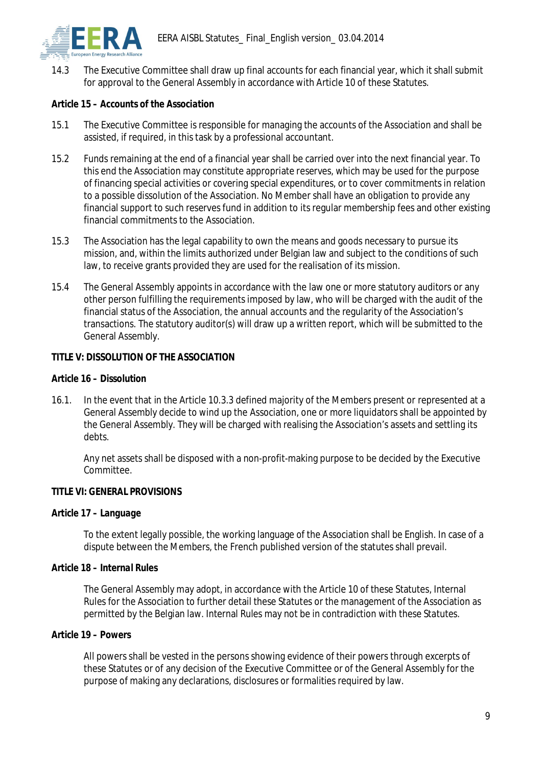14.3 The Executive Committee shall draw up final accounts for each financial year, which it shall submit for approval to the General Assembly in accordance with Article 10 of these Statutes.

**Article 15 – Accounts of the Association**

15.1 The Executive Committee is responsible for managing the accounts of the Association and shall be assisted, if required, in this task by a professional accountant.

15.2 Funds remaining at the end of a financial year shall be carried over into the next financial year. To this end the Association may constitute appropriate reserves, which may be used for the purpose of financing special activities or covering special expenditures, or to cover commitments in relation to a possible dissolution of the Association. No Member shall have an obligation to provide any financial support to such reserves fund in addition to its regular membership fees and other existing financial commitments to the Association.

15.3 The Association has the legal capability to own the means and goods necessary to pursue its mission, and, within the limits authorized under Belgian law and subject to the conditions of such law, to receive grants provided they are used for the realisation of its mission.

15.4 The General Assembly appoints in accordance with the law one or more statutory auditors or any other person fulfilling the requirements imposed by law, who will be charged with the audit of the financial status of the Association, the annual accounts and the regularity of the Association's transactions. The statutory auditor(s) will draw up a written report, which will be submitted to the General Assembly.

**TITLE V: DISSOLUTION OF THE ASSOCIATION**

**Article 16 – Dissolution**

16.1. In the event that in the Article 10.3.3 defined majority of the Members present or represented at a General Assembly decide to wind up the Association, one or more liquidators shall be appointed by the General Assembly. They will be charged with realising the Association's assets and settling its debts.

Any net assets shall be disposed with a non-profit-making purpose to be decided by the Executive Committee.

**TITLE VI: GENERAL PROVISIONS**

**Article 17 – Language**

To the extent legally possible, the working language of the Association shall be English. In case of a dispute between the Members, the French published version of the statutes shall prevail.

**Article 18 – Internal Rules**

The General Assembly may adopt, in accordance with the Article 10 of these Statutes, Internal Rules for the Association to further detail these Statutes or the management of the Association as permitted by the Belgian law. Internal Rules may not be in contradiction with these Statutes.

**Article 19 – Powers**

All powers shall be vested in the persons showing evidence of their powers through excerpts of these Statutes or of any decision of the Executive Committee or of the General Assembly for the purpose of making any declarations, disclosures or formalities required by law.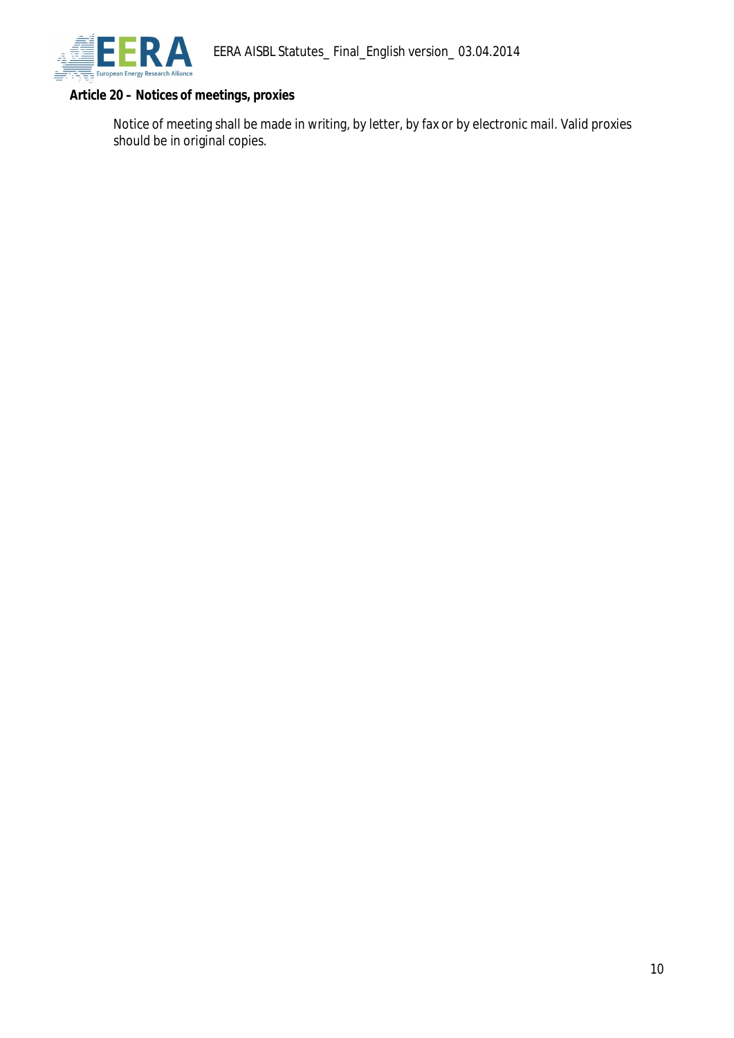**Article 20 – Notices of meetings, proxies**

Notice of meeting shall be made in writing, by letter, by fax or by electronic mail. Valid proxies should be in original copies.